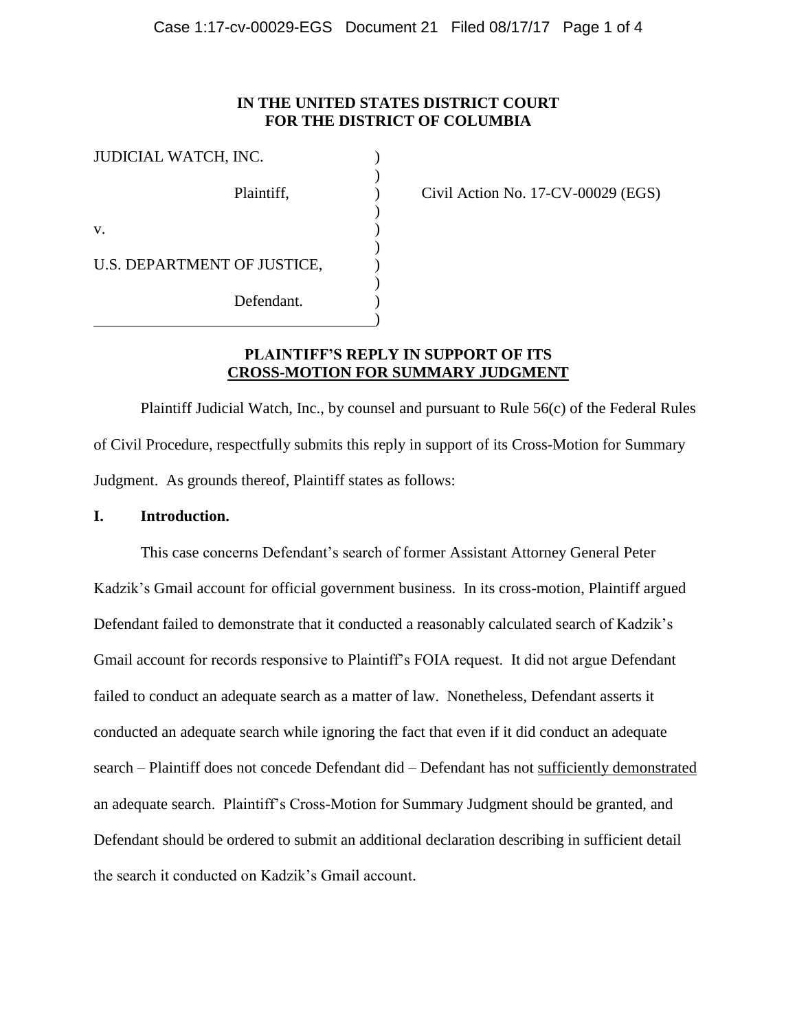**IN THE UNITED STATES DISTRICT COURT**
**FOR THE DISTRICT OF COLUMBIA**

| | | |
|---|---|---|
| JUDICIAL WATCH, INC. | ) | |
| | ) | |
| Plaintiff, | ) | Civil Action No. 17-CV-00029 (EGS) |
| | ) | |
| v. | ) | |
| | ) | |
| U.S. DEPARTMENT OF JUSTICE, | ) | |
| | ) | |
| Defendant. | ) | |
| | ) | |

**PLAINTIFF'S REPLY IN SUPPORT OF ITS CROSS-MOTION FOR SUMMARY JUDGMENT**

Plaintiff Judicial Watch, Inc., by counsel and pursuant to Rule 56(c) of the Federal Rules of Civil Procedure, respectfully submits this reply in support of its Cross-Motion for Summary Judgment. As grounds thereof, Plaintiff states as follows:

## I. Introduction.

This case concerns Defendant's search of former Assistant Attorney General Peter Kadzik's Gmail account for official government business. In its cross-motion, Plaintiff argued Defendant failed to demonstrate that it conducted a reasonably calculated search of Kadzik's Gmail account for records responsive to Plaintiff's FOIA request. It did not argue Defendant failed to conduct an adequate search as a matter of law. Nonetheless, Defendant asserts it conducted an adequate search while ignoring the fact that even if it did conduct an adequate search – Plaintiff does not concede Defendant did – Defendant has not sufficiently demonstrated an adequate search. Plaintiff's Cross-Motion for Summary Judgment should be granted, and Defendant should be ordered to submit an additional declaration describing in sufficient detail the search it conducted on Kadzik's Gmail account.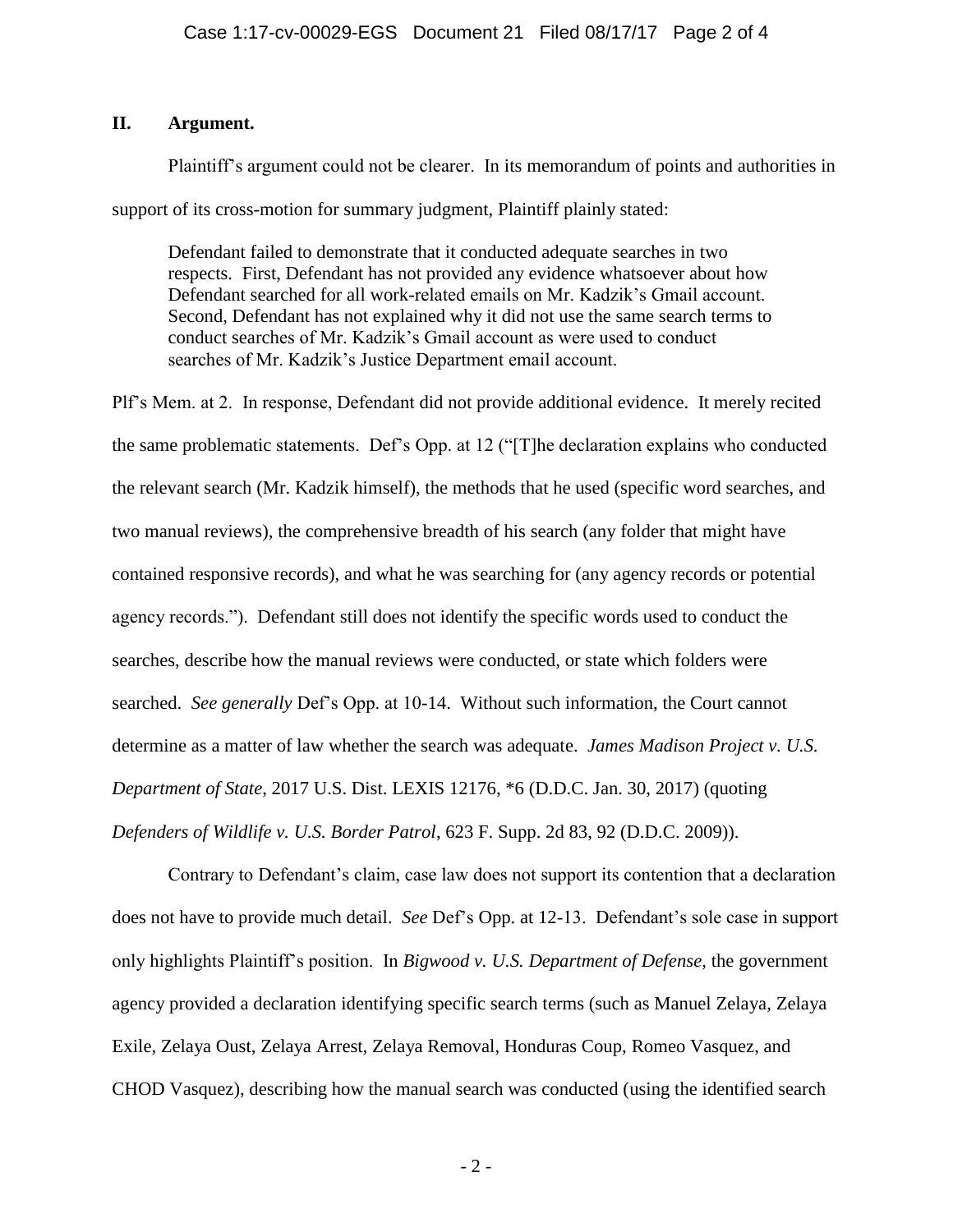## II. Argument.

Plaintiff's argument could not be clearer. In its memorandum of points and authorities in support of its cross-motion for summary judgment, Plaintiff plainly stated:

> Defendant failed to demonstrate that it conducted adequate searches in two respects. First, Defendant has not provided any evidence whatsoever about how Defendant searched for all work-related emails on Mr. Kadzik's Gmail account. Second, Defendant has not explained why it did not use the same search terms to conduct searches of Mr. Kadzik's Gmail account as were used to conduct searches of Mr. Kadzik's Justice Department email account.

Plf's Mem. at 2. In response, Defendant did not provide additional evidence. It merely recited the same problematic statements. Def's Opp. at 12 ("[T]he declaration explains who conducted the relevant search (Mr. Kadzik himself), the methods that he used (specific word searches, and two manual reviews), the comprehensive breadth of his search (any folder that might have contained responsive records), and what he was searching for (any agency records or potential agency records."). Defendant still does not identify the specific words used to conduct the searches, describe how the manual reviews were conducted, or state which folders were searched. *See generally* Def's Opp. at 10-14. Without such information, the Court cannot determine as a matter of law whether the search was adequate. *James Madison Project v. U.S. Department of State*, 2017 U.S. Dist. LEXIS 12176, *6 (D.D.C. Jan. 30, 2017) (quoting *Defenders of Wildlife v. U.S. Border Patrol*, 623 F. Supp. 2d 83, 92 (D.D.C. 2009)).

Contrary to Defendant's claim, case law does not support its contention that a declaration does not have to provide much detail. *See* Def's Opp. at 12-13. Defendant's sole case in support only highlights Plaintiff's position. In *Bigwood v. U.S. Department of Defense*, the government agency provided a declaration identifying specific search terms (such as Manuel Zelaya, Zelaya Exile, Zelaya Oust, Zelaya Arrest, Zelaya Removal, Honduras Coup, Romeo Vasquez, and CHOD Vasquez), describing how the manual search was conducted (using the identified search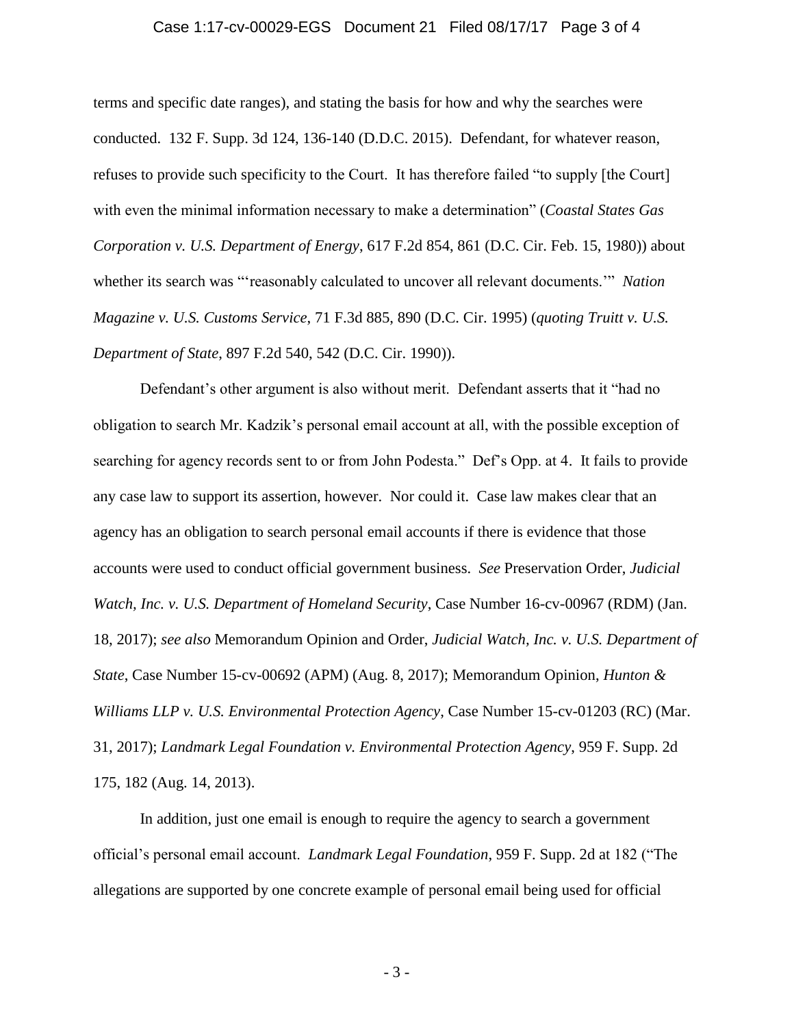terms and specific date ranges), and stating the basis for how and why the searches were conducted. 132 F. Supp. 3d 124, 136-140 (D.D.C. 2015). Defendant, for whatever reason, refuses to provide such specificity to the Court. It has therefore failed "to supply [the Court] with even the minimal information necessary to make a determination" (*Coastal States Gas Corporation v. U.S. Department of Energy*, 617 F.2d 854, 861 (D.C. Cir. Feb. 15, 1980)) about whether its search was "'reasonably calculated to uncover all relevant documents.'" *Nation Magazine v. U.S. Customs Service*, 71 F.3d 885, 890 (D.C. Cir. 1995) (*quoting Truitt v. U.S. Department of State*, 897 F.2d 540, 542 (D.C. Cir. 1990)).

Defendant's other argument is also without merit. Defendant asserts that it "had no obligation to search Mr. Kadzik's personal email account at all, with the possible exception of searching for agency records sent to or from John Podesta." Def's Opp. at 4. It fails to provide any case law to support its assertion, however. Nor could it. Case law makes clear that an agency has an obligation to search personal email accounts if there is evidence that those accounts were used to conduct official government business. *See* Preservation Order, *Judicial Watch, Inc. v. U.S. Department of Homeland Security*, Case Number 16-cv-00967 (RDM) (Jan. 18, 2017); *see also* Memorandum Opinion and Order, *Judicial Watch, Inc. v. U.S. Department of State*, Case Number 15-cv-00692 (APM) (Aug. 8, 2017); Memorandum Opinion, *Hunton & Williams LLP v. U.S. Environmental Protection Agency*, Case Number 15-cv-01203 (RC) (Mar. 31, 2017); *Landmark Legal Foundation v. Environmental Protection Agency*, 959 F. Supp. 2d 175, 182 (Aug. 14, 2013).

In addition, just one email is enough to require the agency to search a government official's personal email account. *Landmark Legal Foundation*, 959 F. Supp. 2d at 182 ("The allegations are supported by one concrete example of personal email being used for official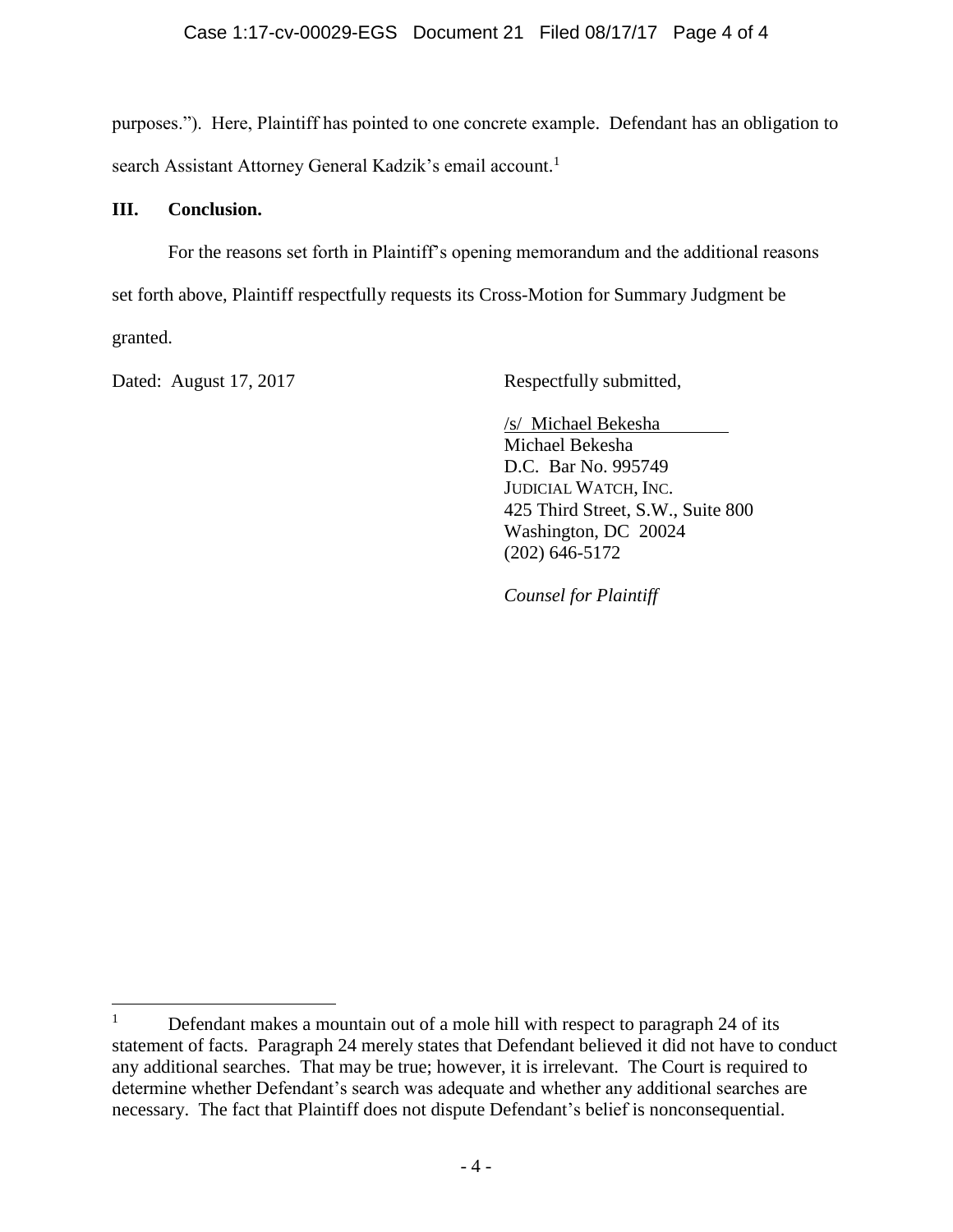purposes."). Here, Plaintiff has pointed to one concrete example. Defendant has an obligation to search Assistant Attorney General Kadzik's email account.[1]

## III. Conclusion.

For the reasons set forth in Plaintiff's opening memorandum and the additional reasons set forth above, Plaintiff respectfully requests its Cross-Motion for Summary Judgment be granted.

Dated: August 17, 2017

Respectfully submitted,

/s/ Michael Bekesha
Michael Bekesha
D.C. Bar No. 995749
JUDICIAL WATCH, INC.
425 Third Street, S.W., Suite 800
Washington, DC 20024
(202) 646-5172

*Counsel for Plaintiff*

---

[1] Defendant makes a mountain out of a mole hill with respect to paragraph 24 of its statement of facts. Paragraph 24 merely states that Defendant believed it did not have to conduct any additional searches. That may be true; however, it is irrelevant. The Court is required to determine whether Defendant's search was adequate and whether any additional searches are necessary. The fact that Plaintiff does not dispute Defendant's belief is nonconsequential.